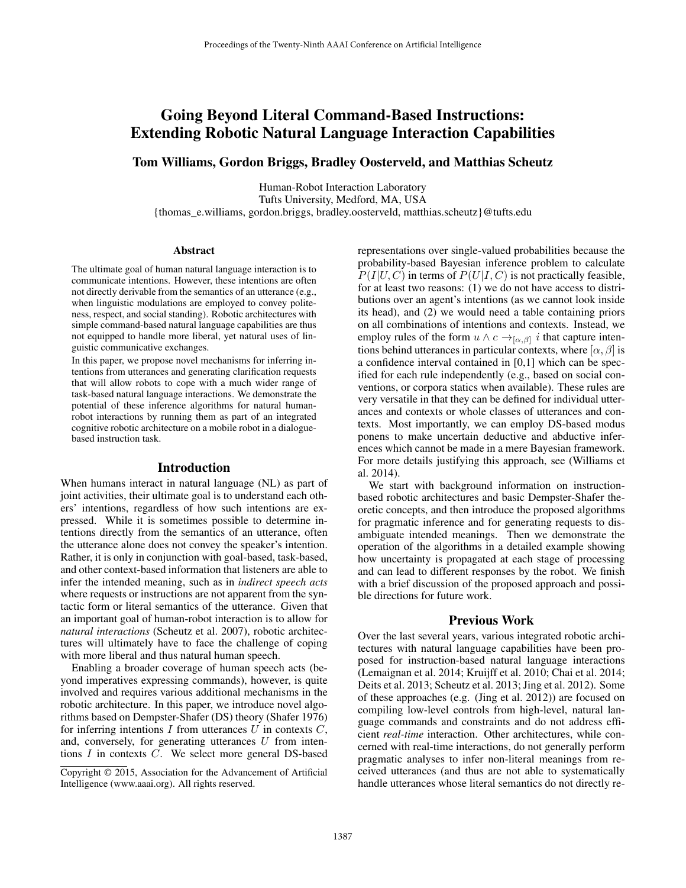# Going Beyond Literal Command-Based Instructions: Extending Robotic Natural Language Interaction Capabilities

**Tom Williams, Gordon Briggs, Bradley Oosterveld, and Matthias Scheutz**

Human-Robot Interaction Laboratory
Tufts University, Medford, MA, USA
{thomas_e.williams, gordon.briggs, bradley.oosterveld, matthias.scheutz}@tufts.edu

## Abstract

The ultimate goal of human natural language interaction is to communicate intentions. However, these intentions are often not directly derivable from the semantics of an utterance (e.g., when linguistic modulations are employed to convey politeness, respect, and social standing). Robotic architectures with simple command-based natural language capabilities are thus not equipped to handle more liberal, yet natural uses of linguistic communicative exchanges.

In this paper, we propose novel mechanisms for inferring intentions from utterances and generating clarification requests that will allow robots to cope with a much wider range of task-based natural language interactions. We demonstrate the potential of these inference algorithms for natural human-robot interactions by running them as part of an integrated cognitive robotic architecture on a mobile robot in a dialogue-based instruction task.

## Introduction

When humans interact in natural language (NL) as part of joint activities, their ultimate goal is to understand each others' intentions, regardless of how such intentions are expressed. While it is sometimes possible to determine intentions directly from the semantics of an utterance, often the utterance alone does not convey the speaker's intention. Rather, it is only in conjunction with goal-based, task-based, and other context-based information that listeners are able to infer the intended meaning, such as in *indirect speech acts* where requests or instructions are not apparent from the syntactic form or literal semantics of the utterance. Given that an important goal of human-robot interaction is to allow for *natural interactions* (Scheutz et al. 2007), robotic architectures will ultimately have to face the challenge of coping with more liberal and thus natural human speech.

Enabling a broader coverage of human speech acts (beyond imperatives expressing commands), however, is quite involved and requires various additional mechanisms in the robotic architecture. In this paper, we introduce novel algorithms based on Dempster-Shafer (DS) theory (Shafer 1976) for inferring intentions $I$ from utterances $U$ in contexts $C$, and, conversely, for generating utterances $U$ from intentions $I$ in contexts $C$. We select more general DS-based representations over single-valued probabilities because the probability-based Bayesian inference problem to calculate $P(I|U,C)$ in terms of $P(U|I,C)$ is not practically feasible, for at least two reasons: (1) we do not have access to distributions over an agent's intentions (as we cannot look inside its head), and (2) we would need a table containing priors on all combinations of intentions and contexts. Instead, we employ rules of the form $u \wedge c \rightarrow_{[\alpha,\beta]} i$ that capture intentions behind utterances in particular contexts, where $[\alpha, \beta]$ is a confidence interval contained in [0,1] which can be specified for each rule independently (e.g., based on social conventions, or corpora statics when available). These rules are very versatile in that they can be defined for individual utterances and contexts or whole classes of utterances and contexts. Most importantly, we can employ DS-based modus ponens to make uncertain deductive and abductive inferences which cannot be made in a mere Bayesian framework. For more details justifying this approach, see (Williams et al. 2014).

We start with background information on instruction-based robotic architectures and basic Dempster-Shafer theoretic concepts, and then introduce the proposed algorithms for pragmatic inference and for generating requests to disambiguate intended meanings. Then we demonstrate the operation of the algorithms in a detailed example showing how uncertainty is propagated at each stage of processing and can lead to different responses by the robot. We finish with a brief discussion of the proposed approach and possible directions for future work.

## Previous Work

Over the last several years, various integrated robotic architectures with natural language capabilities have been proposed for instruction-based natural language interactions (Lemaignan et al. 2014; Kruijff et al. 2010; Chai et al. 2014; Deits et al. 2013; Scheutz et al. 2013; Jing et al. 2012). Some of these approaches (e.g. (Jing et al. 2012)) are focused on compiling low-level controls from high-level, natural language commands and constraints and do not address efficient *real-time* interaction. Other architectures, while concerned with real-time interactions, do not generally perform pragmatic analyses to infer non-literal meanings from received utterances (and thus are not able to systematically handle utterances whose literal semantics do not directly re-

Copyright © 2015, Association for the Advancement of Artificial Intelligence (www.aaai.org). All rights reserved.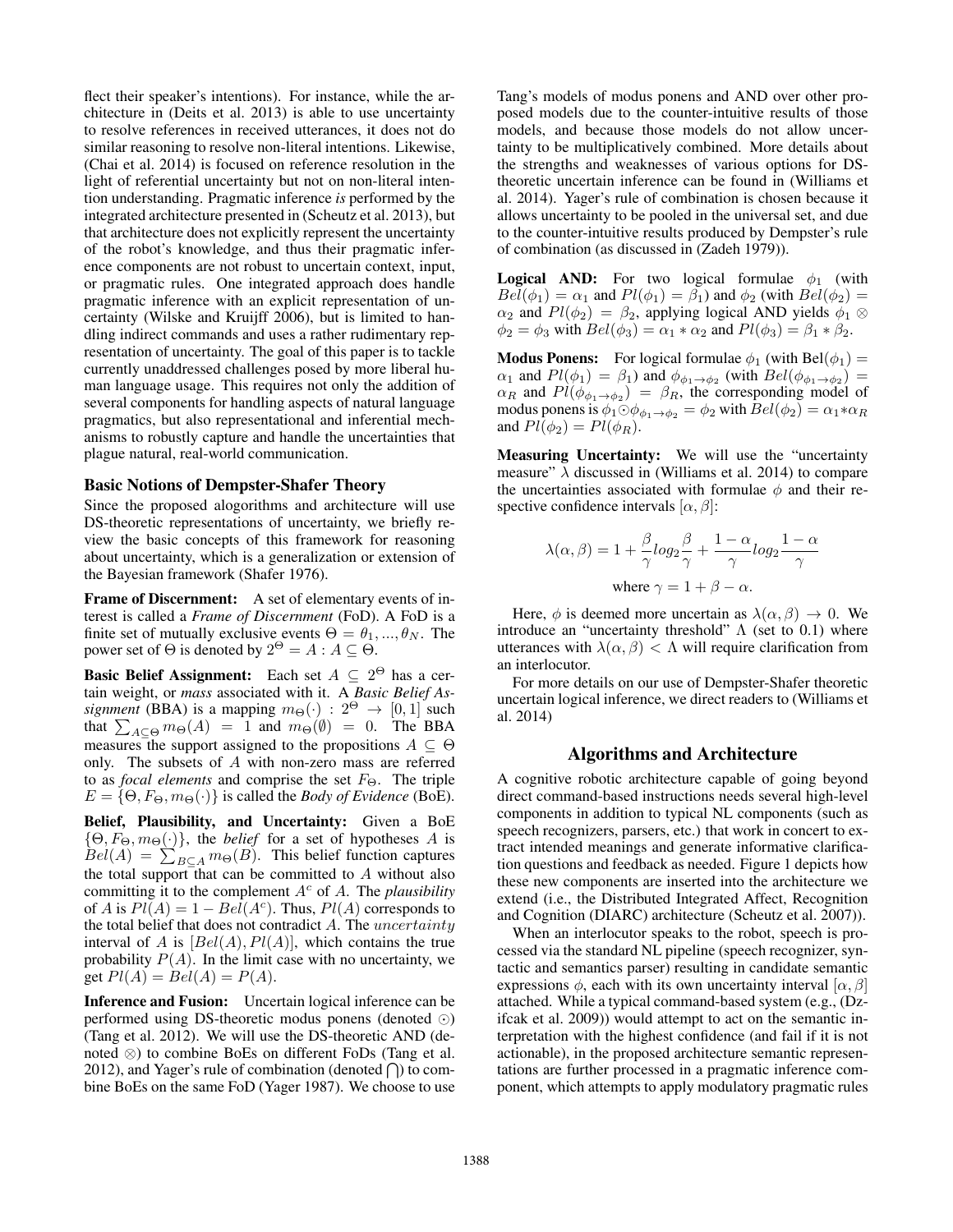flect their speaker's intentions). For instance, while the architecture in (Deits et al. 2013) is able to use uncertainty to resolve references in received utterances, it does not do similar reasoning to resolve non-literal intentions. Likewise, (Chai et al. 2014) is focused on reference resolution in the light of referential uncertainty but not on non-literal intention understanding. Pragmatic inference *is* performed by the integrated architecture presented in (Scheutz et al. 2013), but that architecture does not explicitly represent the uncertainty of the robot's knowledge, and thus their pragmatic inference components are not robust to uncertain context, input, or pragmatic rules. One integrated approach does handle pragmatic inference with an explicit representation of uncertainty (Wilske and Kruijff 2006), but is limited to handling indirect commands and uses a rather rudimentary representation of uncertainty. The goal of this paper is to tackle currently unaddressed challenges posed by more liberal human language usage. This requires not only the addition of several components for handling aspects of natural language pragmatics, but also representational and inferential mechanisms to robustly capture and handle the uncertainties that plague natural, real-world communication.

### Basic Notions of Dempster-Shafer Theory

Since the proposed alogorithms and architecture will use DS-theoretic representations of uncertainty, we briefly review the basic concepts of this framework for reasoning about uncertainty, which is a generalization or extension of the Bayesian framework (Shafer 1976).

**Frame of Discernment:** A set of elementary events of interest is called a *Frame of Discernment* (FoD). A FoD is a finite set of mutually exclusive events $\Theta = \theta_1, ..., \theta_N$. The power set of $\Theta$ is denoted by $2^\Theta = A : A \subseteq \Theta$.

**Basic Belief Assignment:** Each set $A \subseteq 2^\Theta$ has a certain weight, or *mass* associated with it. A *Basic Belief Assignment* (BBA) is a mapping $m_\Theta(\cdot) : 2^\Theta \rightarrow [0, 1]$ such that $\sum_{A \subseteq \Theta} m_\Theta(A) = 1$ and $m_\Theta(\emptyset) = 0$. The BBA measures the support assigned to the propositions $A \subseteq \Theta$ only. The subsets of $A$ with non-zero mass are referred to as *focal elements* and comprise the set $F_\Theta$. The triple $E = \{\Theta, F_\Theta, m_\Theta(\cdot)\}$ is called the *Body of Evidence* (BoE).

**Belief, Plausibility, and Uncertainty:** Given a BoE $\{\Theta, F_\Theta, m_\Theta(\cdot)\}$, the *belief* for a set of hypotheses $A$ is $Bel(A) = \sum_{B \subseteq A} m_\Theta(B)$. This belief function captures the total support that can be committed to $A$ without also committing it to the complement $A^c$ of $A$. The *plausibility* of $A$ is $Pl(A) = 1 - Bel(A^c)$. Thus, $Pl(A)$ corresponds to the total belief that does not contradict $A$. The *uncertainty* interval of $A$ is $[Bel(A), Pl(A)]$, which contains the true probability $P(A)$. In the limit case with no uncertainty, we get $Pl(A) = Bel(A) = P(A)$.

**Inference and Fusion:** Uncertain logical inference can be performed using DS-theoretic modus ponens (denoted $\odot$) (Tang et al. 2012). We will use the DS-theoretic AND (denoted $\otimes$) to combine BoEs on different FoDs (Tang et al. 2012), and Yager's rule of combination (denoted $\bigcap$) to combine BoEs on the same FoD (Yager 1987). We choose to use Tang's models of modus ponens and AND over other proposed models due to the counter-intuitive results of those models, and because those models do not allow uncertainty to be multiplicatively combined. More details about the strengths and weaknesses of various options for DS-theoretic uncertain inference can be found in (Williams et al. 2014). Yager's rule of combination is chosen because it allows uncertainty to be pooled in the universal set, and due to the counter-intuitive results produced by Dempster's rule of combination (as discussed in (Zadeh 1979)).

**Logical AND:** For two logical formulae $\phi_1$ (with $Bel(\phi_1) = \alpha_1$ and $Pl(\phi_1) = \beta_1$) and $\phi_2$ (with $Bel(\phi_2) = \alpha_2$ and $Pl(\phi_2) = \beta_2$, applying logical AND yields $\phi_1 \otimes \phi_2 = \phi_3$ with $Bel(\phi_3) = \alpha_1 * \alpha_2$ and $Pl(\phi_3) = \beta_1 * \beta_2$.

**Modus Ponens:** For logical formulae $\phi_1$ (with $Bel(\phi_1) = \alpha_1$ and $Pl(\phi_1) = \beta_1$) and $\phi_{\phi_1 \rightarrow \phi_2}$ (with $Bel(\phi_{\phi_1 \rightarrow \phi_2}) = \alpha_R$ and $Pl(\phi_{\phi_1 \rightarrow \phi_2}) = \beta_R$, the corresponding model of modus ponens is $\phi_1 \odot \phi_{\phi_1 \rightarrow \phi_2} = \phi_2$ with $Bel(\phi_2) = \alpha_1 * \alpha_R$ and $Pl(\phi_2) = Pl(\phi_R)$.

**Measuring Uncertainty:** We will use the "uncertainty measure" $\lambda$ discussed in (Williams et al. 2014) to compare the uncertainties associated with formulae $\phi$ and their respective confidence intervals $[\alpha, \beta]$:

$$\lambda(\alpha, \beta) = 1 + \frac{\beta}{\gamma} log_2 \frac{\beta}{\gamma} + \frac{1 - \alpha}{\gamma} log_2 \frac{1 - \alpha}{\gamma}$$

$$\text{where } \gamma = 1 + \beta - \alpha.$$

Here, $\phi$ is deemed more uncertain as $\lambda(\alpha, \beta) \rightarrow 0$. We introduce an "uncertainty threshold" $\Lambda$ (set to 0.1) where utterances with $\lambda(\alpha, \beta) < \Lambda$ will require clarification from an interlocutor.

For more details on our use of Dempster-Shafer theoretic uncertain logical inference, we direct readers to (Williams et al. 2014)

## Algorithms and Architecture

A cognitive robotic architecture capable of going beyond direct command-based instructions needs several high-level components in addition to typical NL components (such as speech recognizers, parsers, etc.) that work in concert to extract intended meanings and generate informative clarification questions and feedback as needed. Figure 1 depicts how these new components are inserted into the architecture we extend (i.e., the Distributed Integrated Affect, Recognition and Cognition (DIARC) architecture (Scheutz et al. 2007)).

When an interlocutor speaks to the robot, speech is processed via the standard NL pipeline (speech recognizer, syntactic and semantics parser) resulting in candidate semantic expressions $\phi$, each with its own uncertainty interval $[\alpha, \beta]$ attached. While a typical command-based system (e.g., (Dzifcak et al. 2009)) would attempt to act on the semantic interpretation with the highest confidence (and fail if it is not actionable), in the proposed architecture semantic representations are further processed in a pragmatic inference component, which attempts to apply modulatory pragmatic rules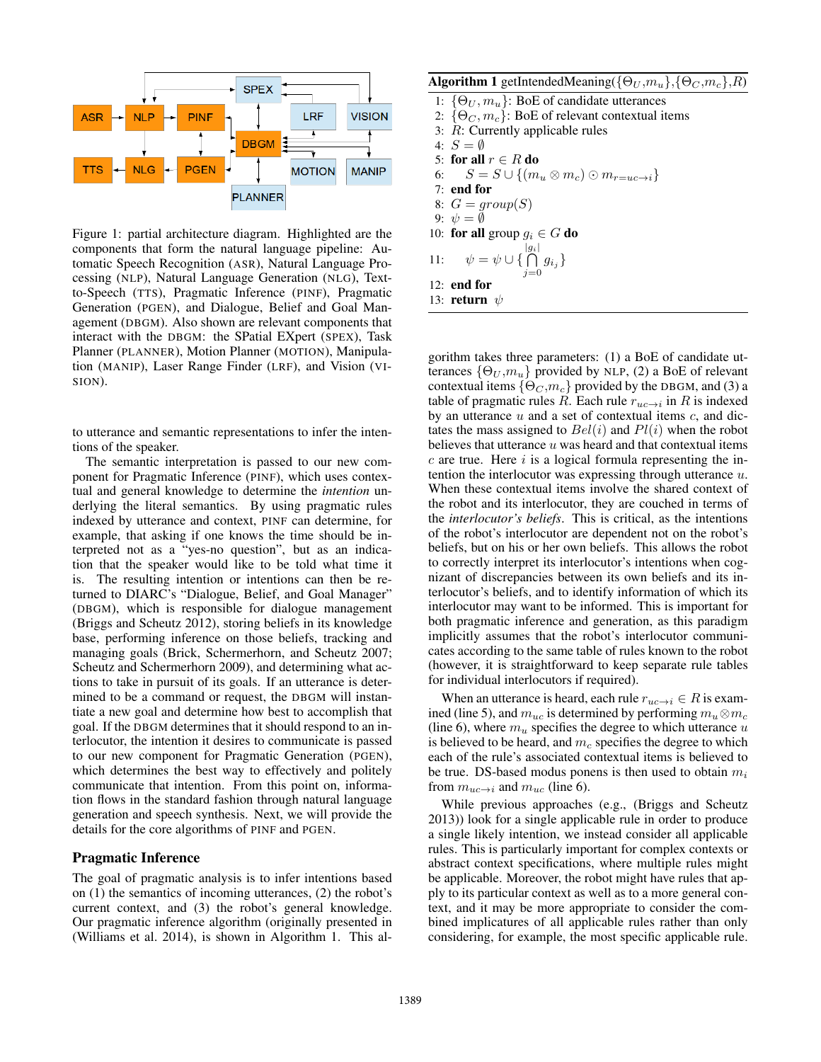Figure 1: partial architecture diagram. Highlighted are the components that form the natural language pipeline: Automatic Speech Recognition (ASR), Natural Language Processing (NLP), Natural Language Generation (NLG), Text-to-Speech (TTS), Pragmatic Inference (PINF), Pragmatic Generation (PGEN), and Dialogue, Belief and Goal Management (DBGM). Also shown are relevant components that interact with the DBGM: the SPatial EXpert (SPEX), Task Planner (PLANNER), Motion Planner (MOTION), Manipulation (MANIP), Laser Range Finder (LRF), and Vision (VISION).

to utterance and semantic representations to infer the intentions of the speaker.

The semantic interpretation is passed to our new component for Pragmatic Inference (PINF), which uses contextual and general knowledge to determine the *intention* underlying the literal semantics. By using pragmatic rules indexed by utterance and context, PINF can determine, for example, that asking if one knows the time should be interpreted not as a "yes-no question", but as an indication that the speaker would like to be told what time it is. The resulting intention or intentions can then be returned to DIARC's "Dialogue, Belief, and Goal Manager" (DBGM), which is responsible for dialogue management (Briggs and Scheutz 2012), storing beliefs in its knowledge base, performing inference on those beliefs, tracking and managing goals (Brick, Schermerhorn, and Scheutz 2007; Scheutz and Schermerhorn 2009), and determining what actions to take in pursuit of its goals. If an utterance is determined to be a command or request, the DBGM will instantiate a new goal and determine how best to accomplish that goal. If the DBGM determines that it should respond to an interlocutor, the intention it desires to communicate is passed to our new component for Pragmatic Generation (PGEN), which determines the best way to effectively and politely communicate that intention. From this point on, information flows in the standard fashion through natural language generation and speech synthesis. Next, we will provide the details for the core algorithms of PINF and PGEN.

## Pragmatic Inference

The goal of pragmatic analysis is to infer intentions based on (1) the semantics of incoming utterances, (2) the robot's current context, and (3) the robot's general knowledge. Our pragmatic inference algorithm (originally presented in (Williams et al. 2014), is shown in Algorithm 1. This algorithm takes three parameters: (1) a BoE of candidate utterances $\{\Theta_U, m_u\}$ provided by NLP, (2) a BoE of relevant contextual items $\{\Theta_C, m_c\}$ provided by the DBGM, and (3) a table of pragmatic rules $R$. Each rule $r_{uc \to i}$ in $R$ is indexed by an utterance $u$ and a set of contextual items $c$, and dictates the mass assigned to $Bel(i)$ and $Pl(i)$ when the robot believes that utterance $u$ was heard and that contextual items $c$ are true. Here $i$ is a logical formula representing the intention the interlocutor was expressing through utterance $u$. When these contextual items involve the shared context of the robot and its interlocutor, they are couched in terms of the *interlocutor's beliefs*. This is critical, as the intentions of the robot's interlocutor are dependent not on the robot's beliefs, but on his or her own beliefs. This allows the robot to correctly interpret its interlocutor's intentions when cognizant of discrepancies between its own beliefs and its interlocutor's beliefs, and to identify information of which its interlocutor may want to be informed. This is important for both pragmatic inference and generation, as this paradigm implicitly assumes that the robot's interlocutor communicates according to the same table of rules known to the robot (however, it is straightforward to keep separate rule tables for individual interlocutors if required).

**Algorithm 1** getIntendedMeaning($\{\Theta_U, m_u\}, \{\Theta_C, m_c\}, R$)

1: $\{\Theta_U, m_u\}$: BoE of candidate utterances
2: $\{\Theta_C, m_c\}$: BoE of relevant contextual items
3: $R$: Currently applicable rules
4: $S = \emptyset$
5: **for all** $r \in R$ **do**
6: $\quad S = S \cup \{(m_u \otimes m_c) \odot m_{r=uc \to i}\}$
7: **end for**
8: $G = group(S)$
9: $\psi = \emptyset$
10: **for all** group $g_i \in G$ **do**
11: $\quad \psi = \psi \cup \{\bigcap_{j=0}^{|g_i|} g_{i_j}\}$
12: **end for**
13: **return** $\psi$

When an utterance is heard, each rule $r_{uc \to i} \in R$ is examined (line 5), and $m_{uc}$ is determined by performing $m_u \otimes m_c$ (line 6), where $m_u$ specifies the degree to which utterance $u$ is believed to be heard, and $m_c$ specifies the degree to which each of the rule's associated contextual items is believed to be true. DS-based modus ponens is then used to obtain $m_i$ from $m_{uc \to i}$ and $m_{uc}$ (line 6).

While previous approaches (e.g., (Briggs and Scheutz 2013)) look for a single applicable rule in order to produce a single likely intention, we instead consider all applicable rules. This is particularly important for complex contexts or abstract context specifications, where multiple rules might be applicable. Moreover, the robot might have rules that apply to its particular context as well as to a more general context, and it may be more appropriate to consider the combined implicatures of all applicable rules rather than only considering, for example, the most specific applicable rule.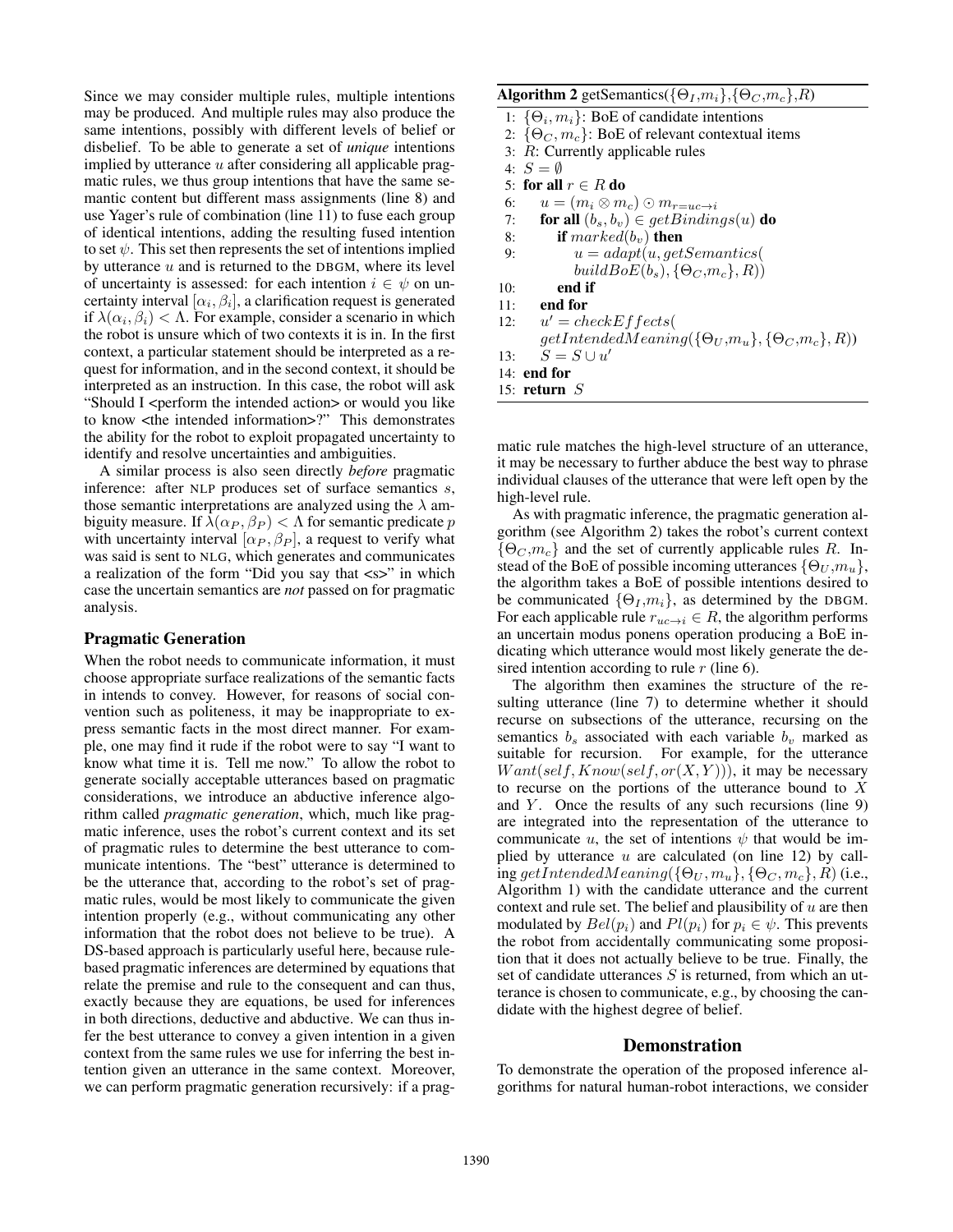Since we may consider multiple rules, multiple intentions may be produced. And multiple rules may also produce the same intentions, possibly with different levels of belief or disbelief. To be able to generate a set of *unique* intentions implied by utterance $u$ after considering all applicable pragmatic rules, we thus group intentions that have the same semantic content but different mass assignments (line 8) and use Yager's rule of combination (line 11) to fuse each group of identical intentions, adding the resulting fused intention to set $\psi$. This set then represents the set of intentions implied by utterance $u$ and is returned to the DBGM, where its level of uncertainty is assessed: for each intention $i \in \psi$ on uncertainty interval $[\alpha_i, \beta_i]$, a clarification request is generated if $\lambda(\alpha_i, \beta_i) < \Lambda$. For example, consider a scenario in which the robot is unsure which of two contexts it is in. In the first context, a particular statement should be interpreted as a request for information, and in the second context, it should be interpreted as an instruction. In this case, the robot will ask "Should I <perform the intended action> or would you like to know <the intended information>?" This demonstrates the ability for the robot to exploit propagated uncertainty to identify and resolve uncertainties and ambiguities.

A similar process is also seen directly *before* pragmatic inference: after NLP produces set of surface semantics $s$, those semantic interpretations are analyzed using the $\lambda$ ambiguity measure. If $\lambda(\alpha_P, \beta_P) < \Lambda$ for semantic predicate $p$ with uncertainty interval $[\alpha_P, \beta_P]$, a request to verify what was said is sent to NLG, which generates and communicates a realization of the form "Did you say that <s>" in which case the uncertain semantics are *not* passed on for pragmatic analysis.

## Pragmatic Generation

When the robot needs to communicate information, it must choose appropriate surface realizations of the semantic facts in intends to convey. However, for reasons of social convention such as politeness, it may be inappropriate to express semantic facts in the most direct manner. For example, one may find it rude if the robot were to say "I want to know what time it is. Tell me now." To allow the robot to generate socially acceptable utterances based on pragmatic considerations, we introduce an abductive inference algorithm called *pragmatic generation*, which, much like pragmatic inference, uses the robot's current context and its set of pragmatic rules to determine the best utterance to communicate intentions. The "best" utterance is determined to be the utterance that, according to the robot's set of pragmatic rules, would be most likely to communicate the given intention properly (e.g., without communicating any other information that the robot does not believe to be true). A DS-based approach is particularly useful here, because rule-based pragmatic inferences are determined by equations that relate the premise and rule to the consequent and can thus, exactly because they are equations, be used for inferences in both directions, deductive and abductive. We can thus infer the best utterance to convey a given intention in a given context from the same rules we use for inferring the best intention given an utterance in the same context. Moreover, we can perform pragmatic generation recursively: if a pragmatic rule matches the high-level structure of an utterance, it may be necessary to further abduce the best way to phrase individual clauses of the utterance that were left open by the high-level rule.

**Algorithm 2** getSemantics($\{\Theta_I, m_i\}$, $\{\Theta_C, m_c\}$, $R$)

```
1:  {Θ_i, m_i}: BoE of candidate intentions
2:  {Θ_C, m_c}: BoE of relevant contextual items
3:  R: Currently applicable rules
4:  S = ∅
5:  for all r ∈ R do
6:      u = (m_i ⊗ m_c) ⊙ m_{r=uc→i}
7:      for all (b_s, b_v) ∈ getBindings(u) do
8:          if marked(b_v) then
9:              u = adapt(u, getSemantics(
                    buildBoE(b_s), {Θ_C, m_c}, R))
10:         end if
11:     end for
12:     u' = checkEffects(
            getIntendedMeaning({Θ_U, m_u}, {Θ_C, m_c}, R))
13:     S = S ∪ u'
14: end for
15: return S
```

As with pragmatic inference, the pragmatic generation algorithm (see Algorithm 2) takes the robot's current context $\{\Theta_C, m_c\}$ and the set of currently applicable rules $R$. Instead of the BoE of possible incoming utterances $\{\Theta_U, m_u\}$, the algorithm takes a BoE of possible intentions desired to be communicated $\{\Theta_I, m_i\}$, as determined by the DBGM. For each applicable rule $r_{uc \to i} \in R$, the algorithm performs an uncertain modus ponens operation producing a BoE indicating which utterance would most likely generate the desired intention according to rule $r$ (line 6).

The algorithm then examines the structure of the resulting utterance (line 7) to determine whether it should recurse on subsections of the utterance, recursing on the semantics $b_s$ associated with each variable $b_v$ marked as suitable for recursion. For example, for the utterance $Want(self, Know(self, or(X, Y)))$, it may be necessary to recurse on the portions of the utterance bound to $X$ and $Y$. Once the results of any such recursions (line 9) are integrated into the representation of the utterance to communicate $u$, the set of intentions $\psi$ that would be implied by utterance $u$ are calculated (on line 12) by calling $getIntendedMeaning(\{\Theta_U, m_u\}, \{\Theta_C, m_c\}, R)$ (i.e., Algorithm 1) with the candidate utterance and the current context and rule set. The belief and plausibility of $u$ are then modulated by $Bel(p_i)$ and $Pl(p_i)$ for $p_i \in \psi$. This prevents the robot from accidentally communicating some proposition that it does not actually believe to be true. Finally, the set of candidate utterances $S$ is returned, from which an utterance is chosen to communicate, e.g., by choosing the candidate with the highest degree of belief.

## Demonstration

To demonstrate the operation of the proposed inference algorithms for natural human-robot interactions, we consider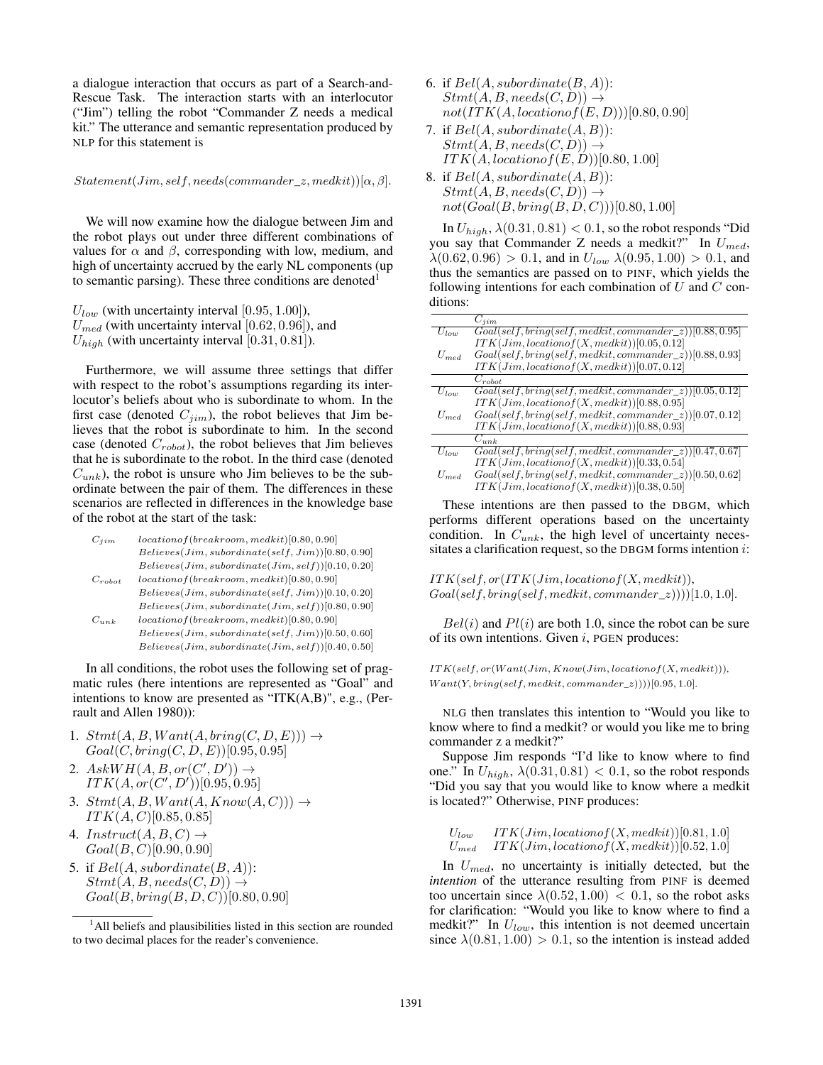a dialogue interaction that occurs as part of a Search-and-Rescue Task. The interaction starts with an interlocutor ("Jim") telling the robot "Commander Z needs a medical kit." The utterance and semantic representation produced by NLP for this statement is

$$Statement(Jim, self, needs(commander\_z, medkit))[\alpha, \beta].$$

We will now examine how the dialogue between Jim and the robot plays out under three different combinations of values for $\alpha$ and $\beta$, corresponding with low, medium, and high of uncertainty accrued by the early NL components (up to semantic parsing). These three conditions are denoted[1]

$U_{low}$ (with uncertainty interval $[0.95, 1.00]$),
$U_{med}$ (with uncertainty interval $[0.62, 0.96]$), and
$U_{high}$ (with uncertainty interval $[0.31, 0.81]$).

Furthermore, we will assume three settings that differ with respect to the robot's assumptions regarding its interlocutor's beliefs about who is subordinate to whom. In the first case (denoted $C_{jim}$), the robot believes that Jim believes that the robot is subordinate to him. In the second case (denoted $C_{robot}$), the robot believes that Jim believes that he is subordinate to the robot. In the third case (denoted $C_{unk}$), the robot is unsure who Jim believes to be the subordinate between the pair of them. The differences in these scenarios are reflected in differences in the knowledge base of the robot at the start of the task:

| | |
|---|---|
| $C_{jim}$ | $locationof(breakroom, medkit)[0.80, 0.90]$ |
| | $Believes(Jim, subordinate(self, Jim))[0.80, 0.90]$ |
| | $Believes(Jim, subordinate(Jim, self))[0.10, 0.20]$ |
| $C_{robot}$ | $locationof(breakroom, medkit)[0.80, 0.90]$ |
| | $Believes(Jim, subordinate(self, Jim))[0.10, 0.20]$ |
| | $Believes(Jim, subordinate(Jim, self))[0.80, 0.90]$ |
| $C_{unk}$ | $locationof(breakroom, medkit)[0.80, 0.90]$ |
| | $Believes(Jim, subordinate(self, Jim))[0.50, 0.60]$ |
| | $Believes(Jim, subordinate(Jim, self))[0.40, 0.50]$ |

In all conditions, the robot uses the following set of pragmatic rules (here intentions are represented as "Goal" and intentions to know are presented as "ITK(A,B)", e.g., (Perrault and Allen 1980)):

1. $Stmt(A, B, Want(A, bring(C, D, E))) \rightarrow Goal(C, bring(C, D, E))[0.95, 0.95]$
2. $AskWH(A, B, or(C', D')) \rightarrow ITK(A, or(C', D'))[0.95, 0.95]$
3. $Stmt(A, B, Want(A, Know(A, C))) \rightarrow ITK(A, C)[0.85, 0.85]$
4. $Instruct(A, B, C) \rightarrow Goal(B, C)[0.90, 0.90]$
5. if $Bel(A, subordinate(B, A))$: $Stmt(A, B, needs(C, D)) \rightarrow Goal(B, bring(B, D, C))[0.80, 0.90]$
6. if $Bel(A, subordinate(B, A))$: $Stmt(A, B, needs(C, D)) \rightarrow not(ITK(A, locationof(E, D)))[0.80, 0.90]$
7. if $Bel(A, subordinate(A, B))$: $Stmt(A, B, needs(C, D)) \rightarrow ITK(A, locationof(E, D))[0.80, 1.00]$
8. if $Bel(A, subordinate(A, B))$: $Stmt(A, B, needs(C, D)) \rightarrow not(Goal(B, bring(B, D, C)))[0.80, 1.00]$

In $U_{high}$, $\lambda(0.31, 0.81) < 0.1$, so the robot responds "Did you say that Commander Z needs a medkit?" In $U_{med}$, $\lambda(0.62, 0.96) > 0.1$, and in $U_{low}$ $\lambda(0.95, 1.00) > 0.1$, and thus the semantics are passed on to PINF, which yields the following intentions for each combination of $U$ and $C$ conditions:

| | |
|---|---|
| | $C_{jim}$ |
| $U_{low}$ | $Goal(self, bring(self, medkit, commander\_z))[0.88, 0.95]$ |
| | $ITK(Jim, locationof(X, medkit))[0.05, 0.12]$ |
| $U_{med}$ | $Goal(self, bring(self, medkit, commander\_z))[0.88, 0.93]$ |
| | $ITK(Jim, locationof(X, medkit))[0.07, 0.12]$ |
| | $C_{robot}$ |
| $U_{low}$ | $Goal(self, bring(self, medkit, commander\_z))[0.05, 0.12]$ |
| | $ITK(Jim, locationof(X, medkit))[0.88, 0.95]$ |
| $U_{med}$ | $Goal(self, bring(self, medkit, commander\_z))[0.07, 0.12]$ |
| | $ITK(Jim, locationof(X, medkit))[0.88, 0.93]$ |
| | $C_{unk}$ |
| $U_{low}$ | $Goal(self, bring(self, medkit, commander\_z))[0.47, 0.67]$ |
| | $ITK(Jim, locationof(X, medkit))[0.33, 0.54]$ |
| $U_{med}$ | $Goal(self, bring(self, medkit, commander\_z))[0.50, 0.62]$ |
| | $ITK(Jim, locationof(X, medkit))[0.38, 0.50]$ |

These intentions are then passed to the DBGM, which performs different operations based on the uncertainty condition. In $C_{unk}$, the high level of uncertainty necessitates a clarification request, so the DBGM forms intention $i$:

$$ITK(self, or(ITK(Jim, locationof(X, medkit)), Goal(self, bring(self, medkit, commander\_z))))[1.0, 1.0].$$

$Bel(i)$ and $Pl(i)$ are both 1.0, since the robot can be sure of its own intentions. Given $i$, PGEN produces:

$$ITK(self, or(Want(Jim, Know(Jim, locationof(X, medkit))), Want(Y, bring(self, medkit, commander\_z))))[0.95, 1.0].$$

NLG then translates this intention to "Would you like to know where to find a medkit? or would you like me to bring commander z a medkit?"

Suppose Jim responds "I'd like to know where to find one." In $U_{high}$, $\lambda(0.31, 0.81) < 0.1$, so the robot responds "Did you say that you would like to know where a medkit is located?" Otherwise, PINF produces:

| | |
|---|---|
| $U_{low}$ | $ITK(Jim, locationof(X, medkit))[0.81, 1.0]$ |
| $U_{med}$ | $ITK(Jim, locationof(X, medkit))[0.52, 1.0]$ |

In $U_{med}$, no uncertainty is initially detected, but the *intention* of the utterance resulting from PINF is deemed too uncertain since $\lambda(0.52, 1.00) < 0.1$, so the robot asks for clarification: "Would you like to know where to find a medkit?" In $U_{low}$, this intention is not deemed uncertain since $\lambda(0.81, 1.00) > 0.1$, so the intention is instead added

[1] All beliefs and plausibilities listed in this section are rounded to two decimal places for the reader's convenience.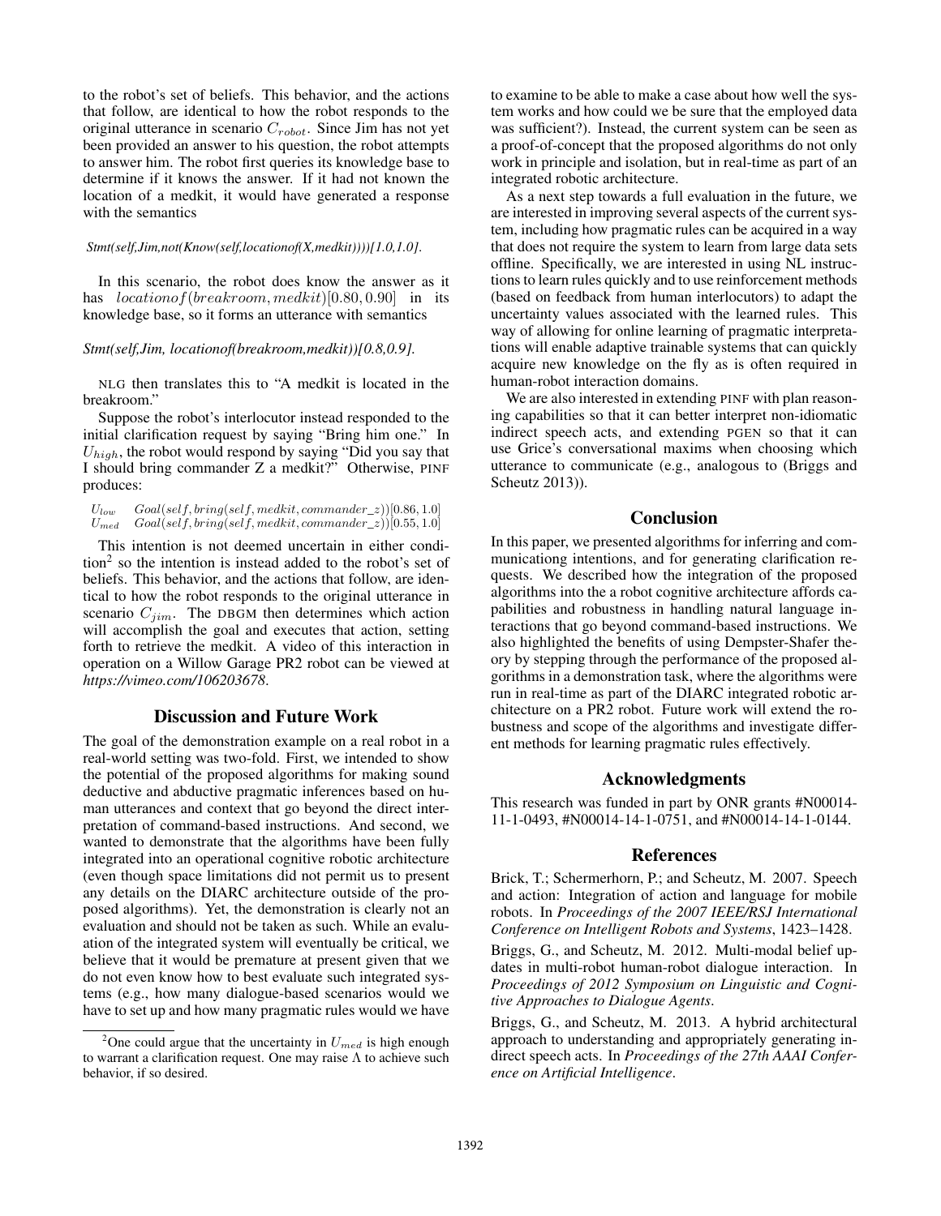to the robot's set of beliefs. This behavior, and the actions that follow, are identical to how the robot responds to the original utterance in scenario $C_{robot}$. Since Jim has not yet been provided an answer to his question, the robot attempts to answer him. The robot first queries its knowledge base to determine if it knows the answer. If it had not known the location of a medkit, it would have generated a response with the semantics

*Stmt(self,Jim,not(Know(self,locationof(X,medkit))))[1.0,1.0].*

In this scenario, the robot does know the answer as it has $locationof(breakroom, medkit)[0.80, 0.90]$ in its knowledge base, so it forms an utterance with semantics

*Stmt(self,Jim, locationof(breakroom,medkit))[0.8,0.9].*

NLG then translates this to "A medkit is located in the breakroom."

Suppose the robot's interlocutor instead responded to the initial clarification request by saying "Bring him one." In $U_{high}$, the robot would respond by saying "Did you say that I should bring commander Z a medkit?" Otherwise, PINF produces:

$$U_{low} \quad Goal(self, bring(self, medkit, commander\_z))[0.86, 1.0]$$
$$U_{med} \quad Goal(self, bring(self, medkit, commander\_z))[0.55, 1.0]$$

This intention is not deemed uncertain in either condition[2] so the intention is instead added to the robot's set of beliefs. This behavior, and the actions that follow, are identical to how the robot responds to the original utterance in scenario $C_{jim}$. The DBGM then determines which action will accomplish the goal and executes that action, setting forth to retrieve the medkit. A video of this interaction in operation on a Willow Garage PR2 robot can be viewed at *https://vimeo.com/106203678*.

## Discussion and Future Work

The goal of the demonstration example on a real robot in a real-world setting was two-fold. First, we intended to show the potential of the proposed algorithms for making sound deductive and abductive pragmatic inferences based on human utterances and context that go beyond the direct interpretation of command-based instructions. And second, we wanted to demonstrate that the algorithms have been fully integrated into an operational cognitive robotic architecture (even though space limitations did not permit us to present any details on the DIARC architecture outside of the proposed algorithms). Yet, the demonstration is clearly not an evaluation and should not be taken as such. While an evaluation of the integrated system will eventually be critical, we believe that it would be premature at present given that we do not even know how to best evaluate such integrated systems (e.g., how many dialogue-based scenarios would we have to set up and how many pragmatic rules would we have to examine to be able to make a case about how well the system works and how could we be sure that the employed data was sufficient?). Instead, the current system can be seen as a proof-of-concept that the proposed algorithms do not only work in principle and isolation, but in real-time as part of an integrated robotic architecture.

As a next step towards a full evaluation in the future, we are interested in improving several aspects of the current system, including how pragmatic rules can be acquired in a way that does not require the system to learn from large data sets offline. Specifically, we are interested in using NL instructions to learn rules quickly and to use reinforcement methods (based on feedback from human interlocutors) to adapt the uncertainty values associated with the learned rules. This way of allowing for online learning of pragmatic interpretations will enable adaptive trainable systems that can quickly acquire new knowledge on the fly as is often required in human-robot interaction domains.

We are also interested in extending PINF with plan reasoning capabilities so that it can better interpret non-idiomatic indirect speech acts, and extending PGEN so that it can use Grice's conversational maxims when choosing which utterance to communicate (e.g., analogous to (Briggs and Scheutz 2013)).

## Conclusion

In this paper, we presented algorithms for inferring and communicationg intentions, and for generating clarification requests. We described how the integration of the proposed algorithms into the a robot cognitive architecture affords capabilities and robustness in handling natural language interactions that go beyond command-based instructions. We also highlighted the benefits of using Dempster-Shafer theory by stepping through the performance of the proposed algorithms in a demonstration task, where the algorithms were run in real-time as part of the DIARC integrated robotic architecture on a PR2 robot. Future work will extend the robustness and scope of the algorithms and investigate different methods for learning pragmatic rules effectively.

## Acknowledgments

This research was funded in part by ONR grants #N00014-11-1-0493, #N00014-14-1-0751, and #N00014-14-1-0144.

## References

Brick, T.; Schermerhorn, P.; and Scheutz, M. 2007. Speech and action: Integration of action and language for mobile robots. In *Proceedings of the 2007 IEEE/RSJ International Conference on Intelligent Robots and Systems*, 1423–1428.

Briggs, G., and Scheutz, M. 2012. Multi-modal belief updates in multi-robot human-robot dialogue interaction. In *Proceedings of 2012 Symposium on Linguistic and Cognitive Approaches to Dialogue Agents*.

Briggs, G., and Scheutz, M. 2013. A hybrid architectural approach to understanding and appropriately generating indirect speech acts. In *Proceedings of the 27th AAAI Conference on Artificial Intelligence*.

---

[2] One could argue that the uncertainty in $U_{med}$ is high enough to warrant a clarification request. One may raise $\Lambda$ to achieve such behavior, if so desired.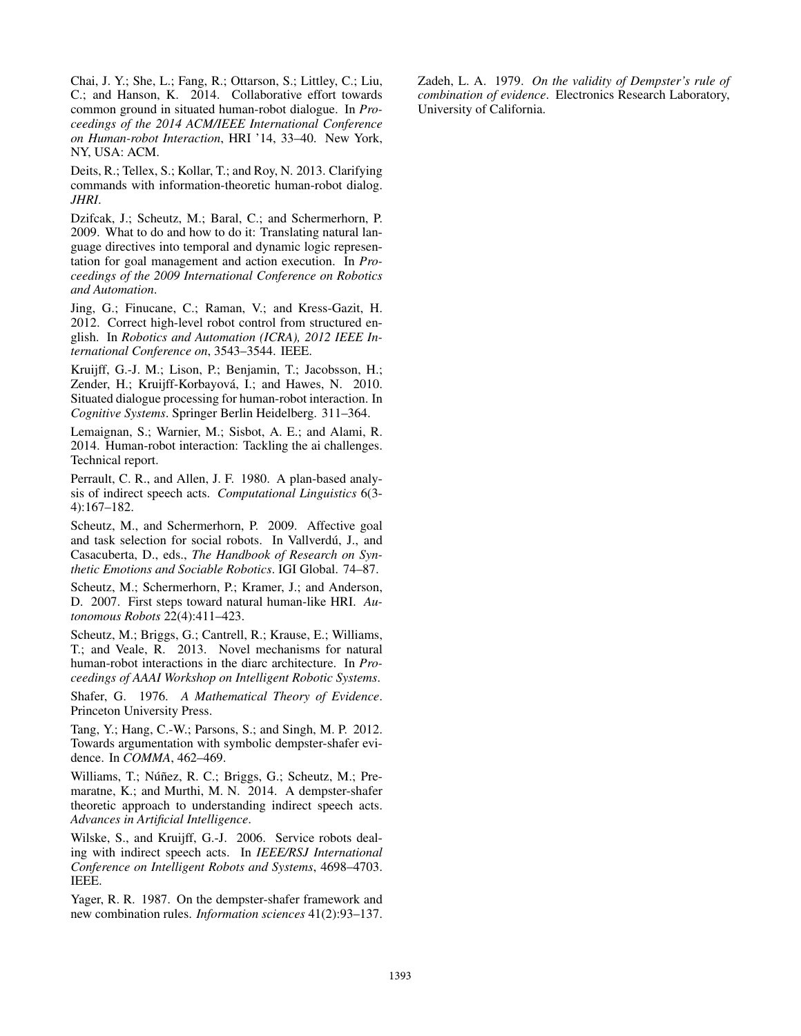Chai, J. Y.; She, L.; Fang, R.; Ottarson, S.; Littley, C.; Liu, C.; and Hanson, K. 2014. Collaborative effort towards common ground in situated human-robot dialogue. In *Proceedings of the 2014 ACM/IEEE International Conference on Human-robot Interaction*, HRI '14, 33–40. New York, NY, USA: ACM.

Deits, R.; Tellex, S.; Kollar, T.; and Roy, N. 2013. Clarifying commands with information-theoretic human-robot dialog. *JHRI*.

Dzifcak, J.; Scheutz, M.; Baral, C.; and Schermerhorn, P. 2009. What to do and how to do it: Translating natural language directives into temporal and dynamic logic representation for goal management and action execution. In *Proceedings of the 2009 International Conference on Robotics and Automation*.

Jing, G.; Finucane, C.; Raman, V.; and Kress-Gazit, H. 2012. Correct high-level robot control from structured english. In *Robotics and Automation (ICRA), 2012 IEEE International Conference on*, 3543–3544. IEEE.

Kruijff, G.-J. M.; Lison, P.; Benjamin, T.; Jacobsson, H.; Zender, H.; Kruijff-Korbayová, I.; and Hawes, N. 2010. Situated dialogue processing for human-robot interaction. In *Cognitive Systems*. Springer Berlin Heidelberg. 311–364.

Lemaignan, S.; Warnier, M.; Sisbot, A. E.; and Alami, R. 2014. Human-robot interaction: Tackling the ai challenges. Technical report.

Perrault, C. R., and Allen, J. F. 1980. A plan-based analysis of indirect speech acts. *Computational Linguistics* 6(3-4):167–182.

Scheutz, M., and Schermerhorn, P. 2009. Affective goal and task selection for social robots. In Vallverdú, J., and Casacuberta, D., eds., *The Handbook of Research on Synthetic Emotions and Sociable Robotics*. IGI Global. 74–87.

Scheutz, M.; Schermerhorn, P.; Kramer, J.; and Anderson, D. 2007. First steps toward natural human-like HRI. *Autonomous Robots* 22(4):411–423.

Scheutz, M.; Briggs, G.; Cantrell, R.; Krause, E.; Williams, T.; and Veale, R. 2013. Novel mechanisms for natural human-robot interactions in the diarc architecture. In *Proceedings of AAAI Workshop on Intelligent Robotic Systems*.

Shafer, G. 1976. *A Mathematical Theory of Evidence*. Princeton University Press.

Tang, Y.; Hang, C.-W.; Parsons, S.; and Singh, M. P. 2012. Towards argumentation with symbolic dempster-shafer evidence. In *COMMA*, 462–469.

Williams, T.; Núñez, R. C.; Briggs, G.; Scheutz, M.; Premaratne, K.; and Murthi, M. N. 2014. A dempster-shafer theoretic approach to understanding indirect speech acts. *Advances in Artificial Intelligence*.

Wilske, S., and Kruijff, G.-J. 2006. Service robots dealing with indirect speech acts. In *IEEE/RSJ International Conference on Intelligent Robots and Systems*, 4698–4703. IEEE.

Yager, R. R. 1987. On the dempster-shafer framework and new combination rules. *Information sciences* 41(2):93–137.

Zadeh, L. A. 1979. *On the validity of Dempster's rule of combination of evidence*. Electronics Research Laboratory, University of California.